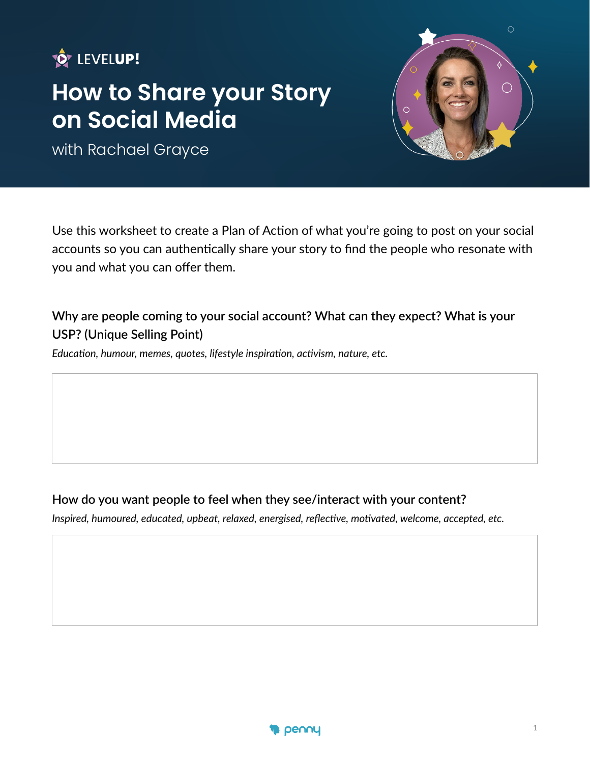LEVELUP!

# How to Share your Story on Social Media

with Rachael Grayce

Use this worksheet to create a Plan of Action of what you're going to post on your social accounts so you can authentically share your story to find the people who resonate with you and what you can offer them.

### Why are people coming to your social account? What can they expect? What is your USP? (Unique Selling Point)

*Education, humour, memes, quotes, lifestyle inspiration, activism, nature, etc.*

### How do you want people to feel when they see/interact with your content?

*Inspired, humoured, educated, upbeat, relaxed, energised, reflective, motivated, welcome, accepted, etc.*

penny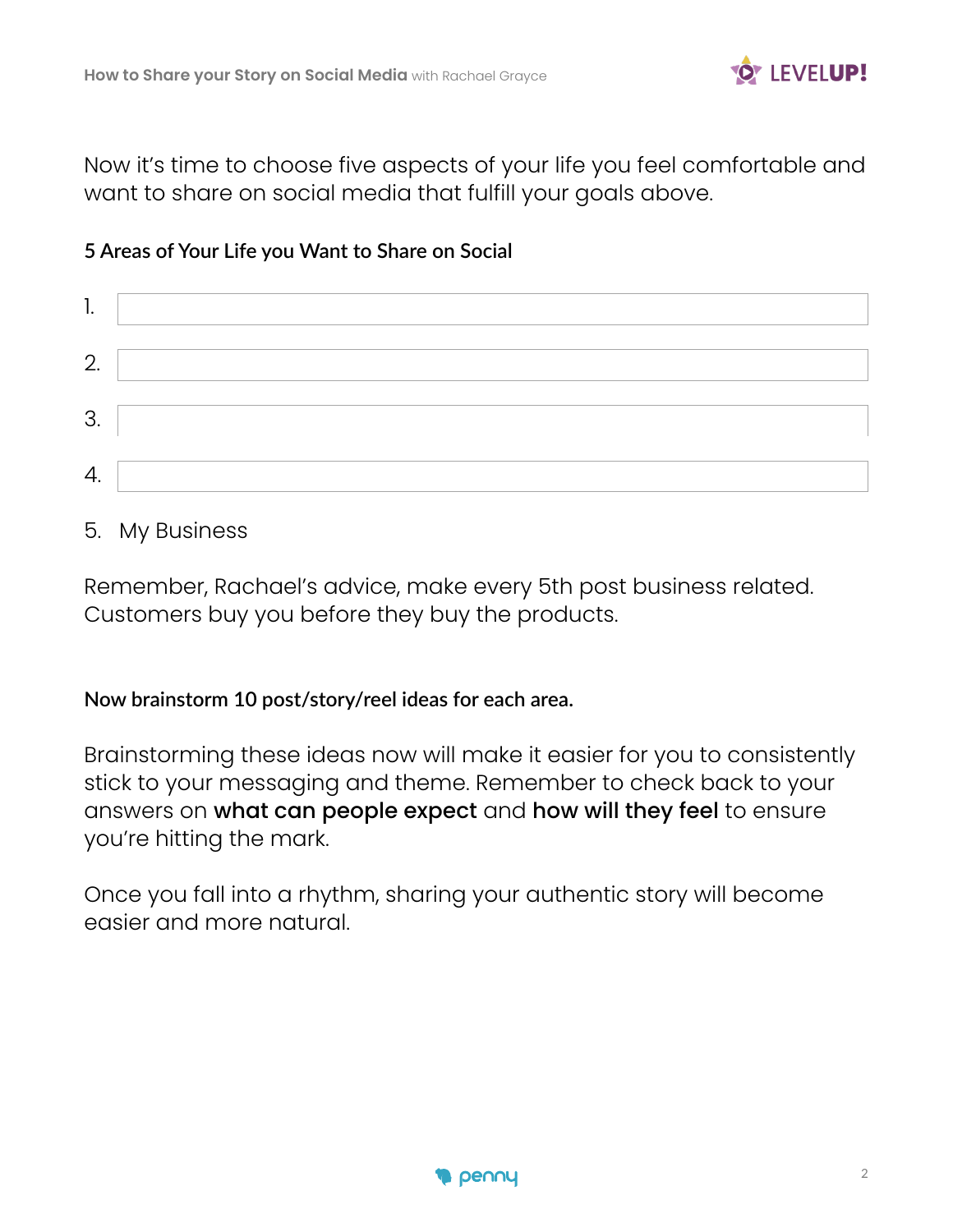Now it's time to choose five aspects of your life you feel comfortable and want to share on social media that fulfill your goals above.

**5 Areas of Your Life you Want to Share on Social**

1. 
2. 
3. 
4. 
5. My Business

Remember, Rachael's advice, make every 5th post business related. Customers buy you before they buy the products.

**Now brainstorm 10 post/story/reel ideas for each area.**

Brainstorming these ideas now will make it easier for you to consistently stick to your messaging and theme. Remember to check back to your answers on **what can people expect** and **how will they feel** to ensure you're hitting the mark.

Once you fall into a rhythm, sharing your authentic story will become easier and more natural.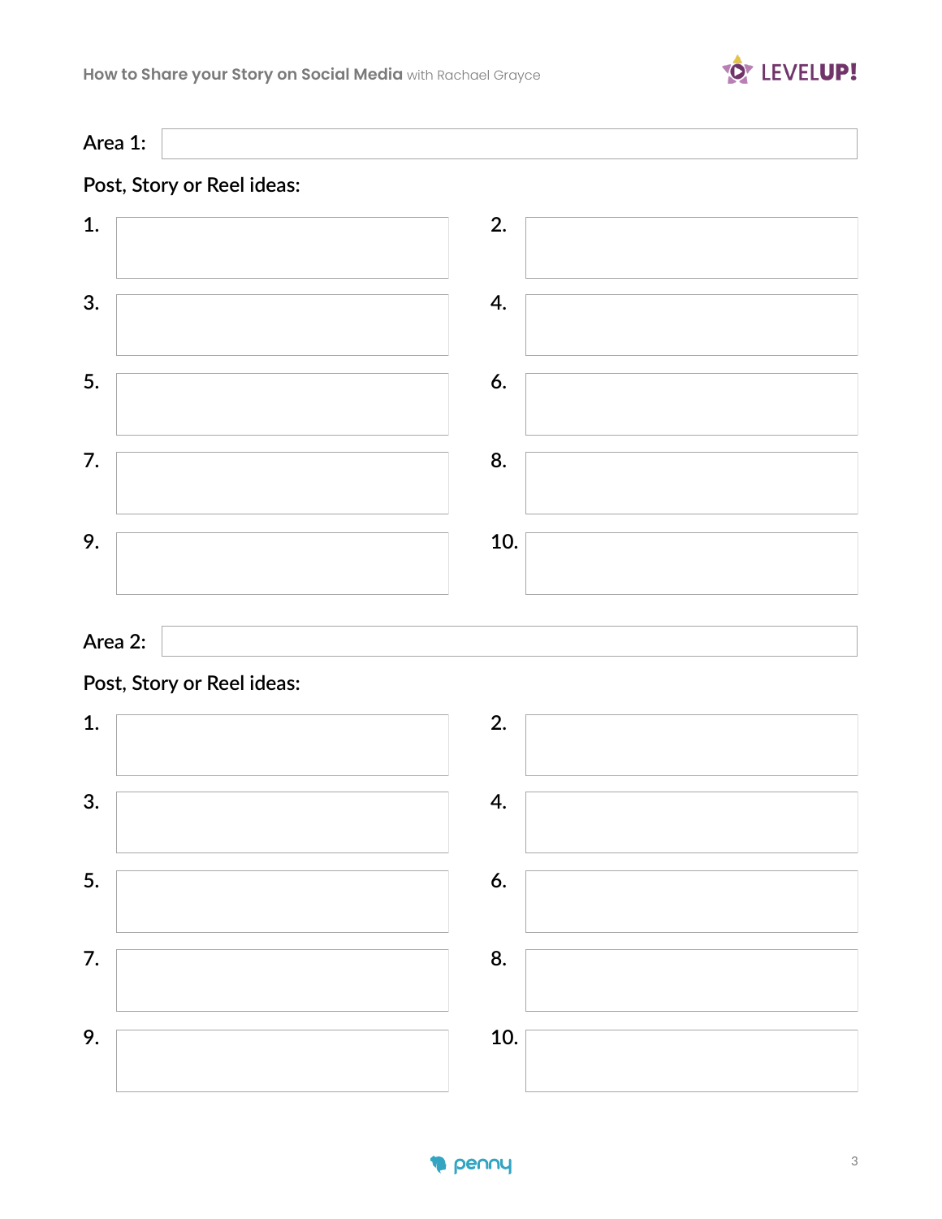Area 1:

Post, Story or Reel ideas:

1.

2.

3.

4.

5.

6.

7.

8.

9.

10.

Area 2:

Post, Story or Reel ideas:

1.

2.

3.

4.

5.

6.

7.

8.

9.

10.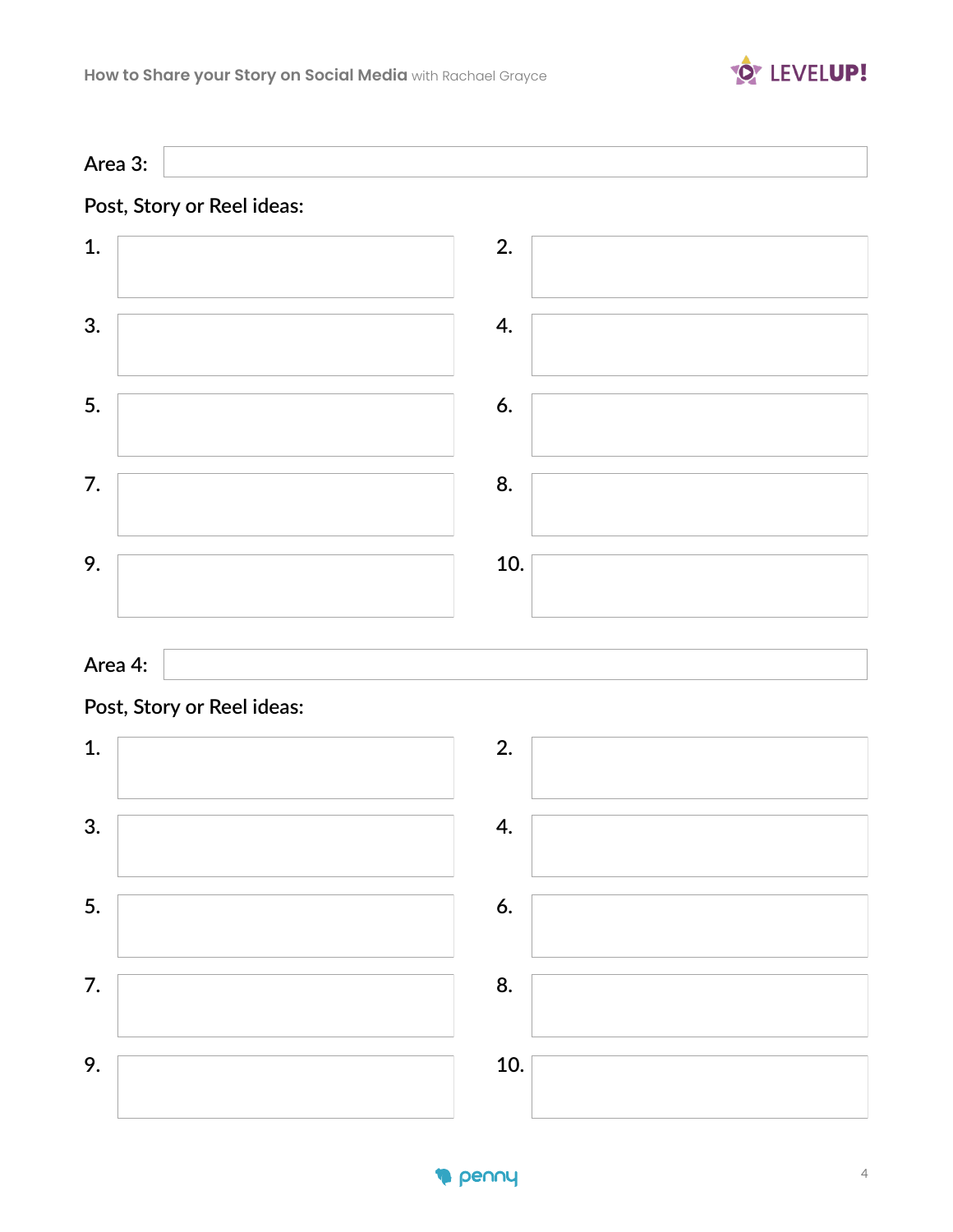Area 3:

Post, Story or Reel ideas:

1. 
2. 
3. 
4. 
5. 
6. 
7. 
8. 
9. 
10. 

Area 4:

Post, Story or Reel ideas:

1. 
2. 
3. 
4. 
5. 
6. 
7. 
8. 
9. 
10.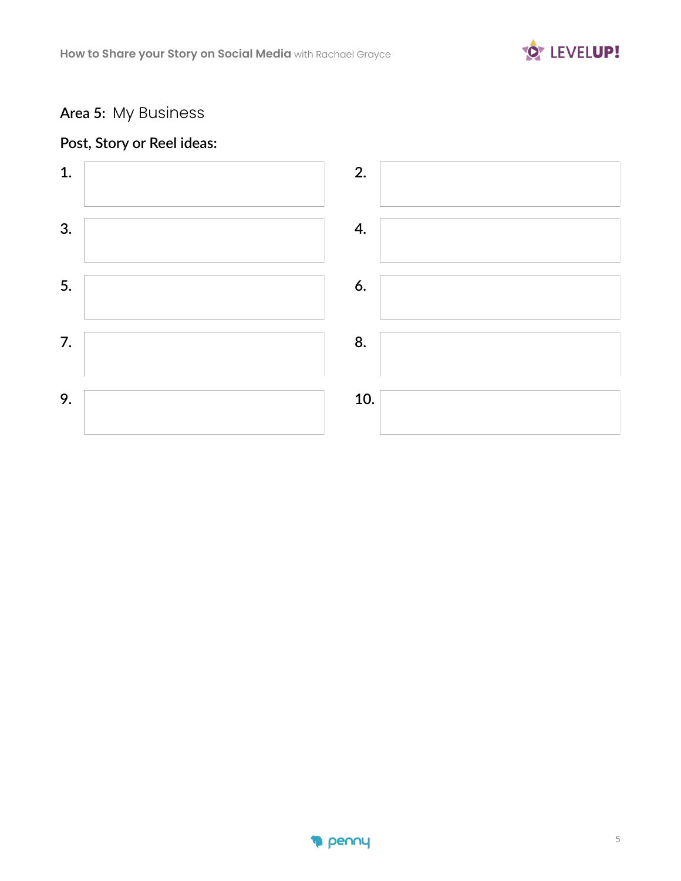## Area 5: My Business

**Post, Story or Reel ideas:**

1. 
2. 
3. 
4. 
5. 
6. 
7. 
8. 
9. 
10.